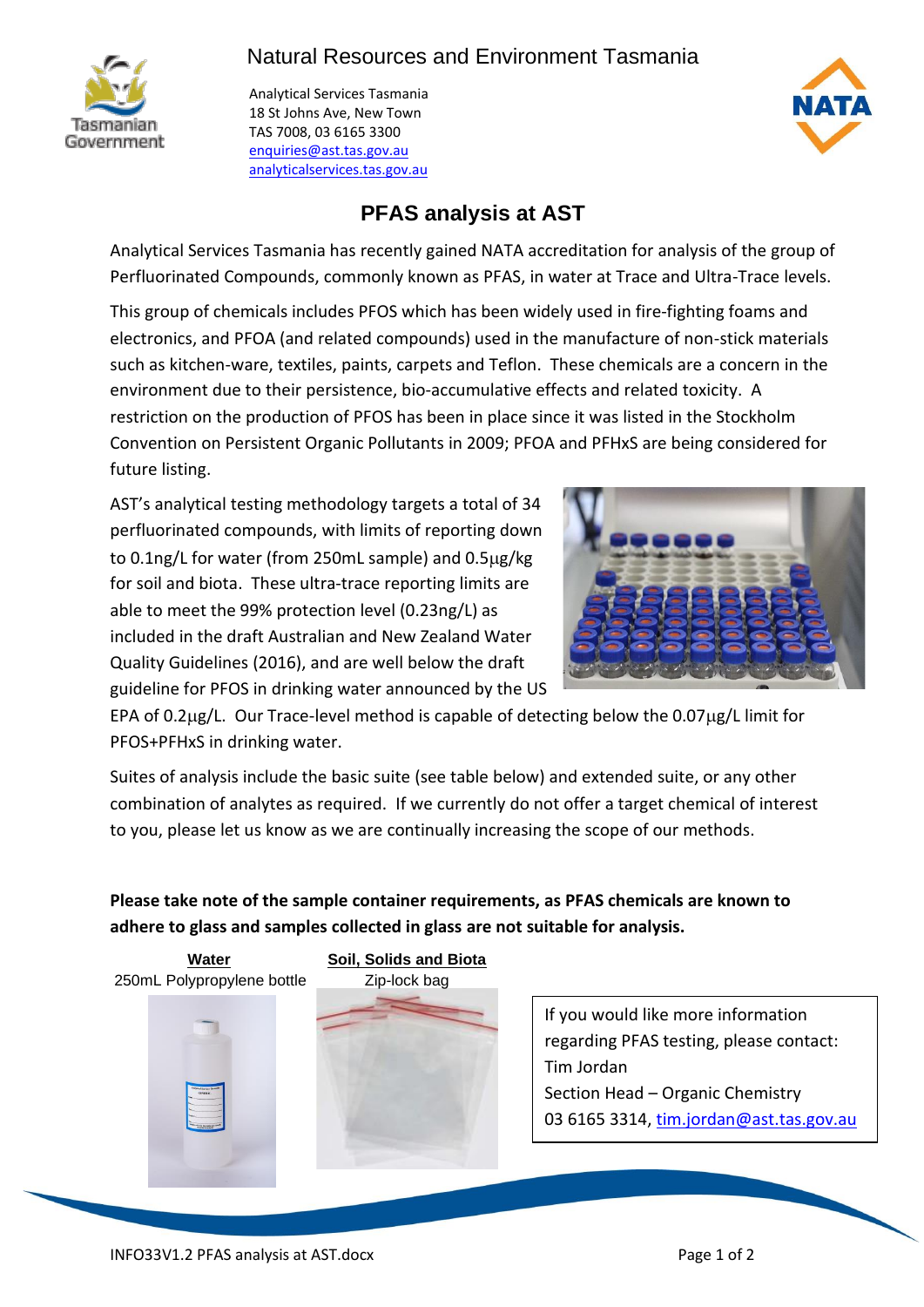Natural Resources and Environment Tasmania

Analytical Services Tasmania
18 St Johns Ave, New Town
TAS 7008, 03 6165 3300
enquiries@ast.tas.gov.au
analyticalservices.tas.gov.au

# PFAS analysis at AST

Analytical Services Tasmania has recently gained NATA accreditation for analysis of the group of Perfluorinated Compounds, commonly known as PFAS, in water at Trace and Ultra-Trace levels.

This group of chemicals includes PFOS which has been widely used in fire-fighting foams and electronics, and PFOA (and related compounds) used in the manufacture of non-stick materials such as kitchen-ware, textiles, paints, carpets and Teflon. These chemicals are a concern in the environment due to their persistence, bio-accumulative effects and related toxicity. A restriction on the production of PFOS has been in place since it was listed in the Stockholm Convention on Persistent Organic Pollutants in 2009; PFOA and PFHxS are being considered for future listing.

AST's analytical testing methodology targets a total of 34 perfluorinated compounds, with limits of reporting down to 0.1ng/L for water (from 250mL sample) and 0.5μg/kg for soil and biota. These ultra-trace reporting limits are able to meet the 99% protection level (0.23ng/L) as included in the draft Australian and New Zealand Water Quality Guidelines (2016), and are well below the draft guideline for PFOS in drinking water announced by the US EPA of 0.2μg/L. Our Trace-level method is capable of detecting below the 0.07μg/L limit for PFOS+PFHxS in drinking water.

Suites of analysis include the basic suite (see table below) and extended suite, or any other combination of analytes as required. If we currently do not offer a target chemical of interest to you, please let us know as we are continually increasing the scope of our methods.

**Please take note of the sample container requirements, as PFAS chemicals are known to adhere to glass and samples collected in glass are not suitable for analysis.**

| Water | Soil, Solids and Biota |
|---|---|
| 250mL Polypropylene bottle | Zip-lock bag |

If you would like more information regarding PFAS testing, please contact:
Tim Jordan
Section Head – Organic Chemistry
03 6165 3314, tim.jordan@ast.tas.gov.au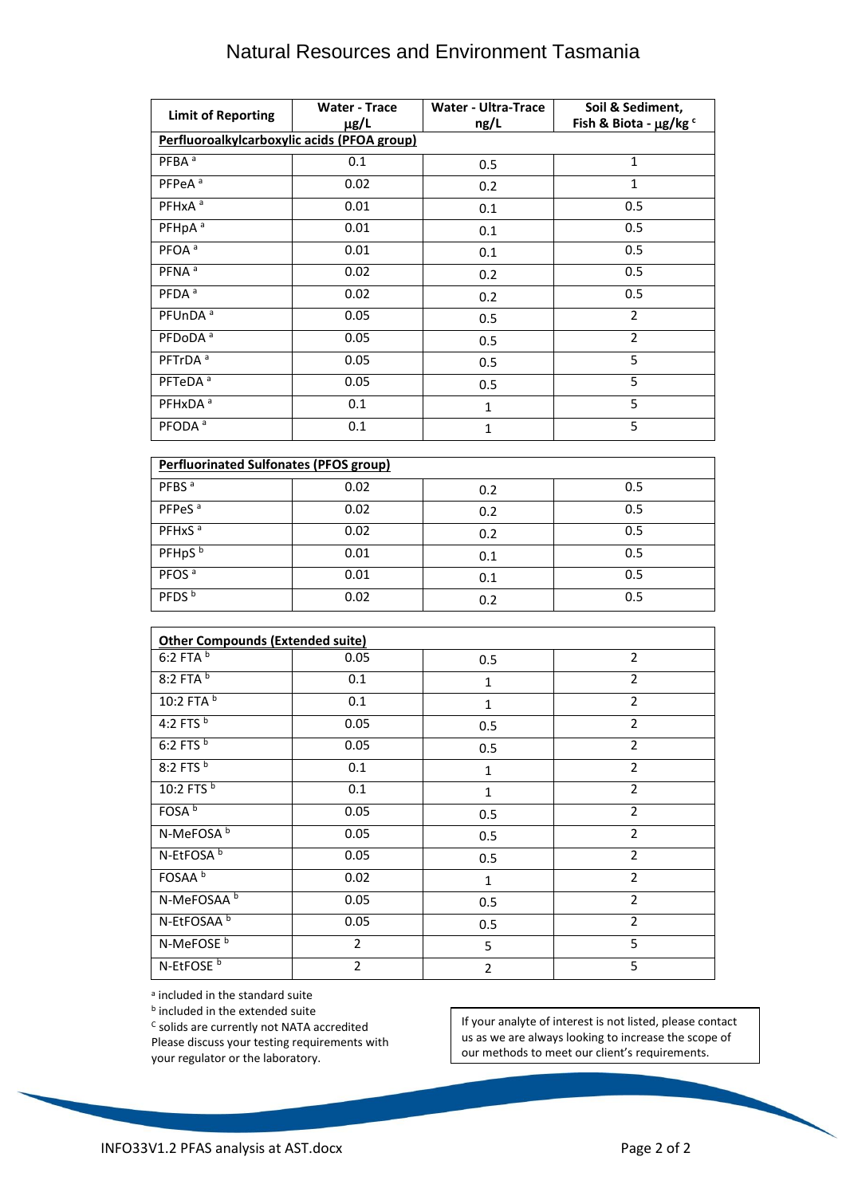# Natural Resources and Environment Tasmania

| Limit of Reporting | Water - Trace µg/L | Water - Ultra-Trace ng/L | Soil & Sediment, Fish & Biota - µg/kg [c] |
|---|---|---|---|
| **Perfluoroalkylcarboxylic acids (PFOA group)** | | | |
| PFBA [a] | 0.1 | 0.5 | 1 |
| PFPeA [a] | 0.02 | 0.2 | 1 |
| PFHxA [a] | 0.01 | 0.1 | 0.5 |
| PFHpA [a] | 0.01 | 0.1 | 0.5 |
| PFOA [a] | 0.01 | 0.1 | 0.5 |
| PFNA [a] | 0.02 | 0.2 | 0.5 |
| PFDA [a] | 0.02 | 0.2 | 0.5 |
| PFUnDA [a] | 0.05 | 0.5 | 2 |
| PFDoDA [a] | 0.05 | 0.5 | 2 |
| PFTrDA [a] | 0.05 | 0.5 | 5 |
| PFTeDA [a] | 0.05 | 0.5 | 5 |
| PFHxDA [a] | 0.1 | 1 | 5 |
| PFODA [a] | 0.1 | 1 | 5 |
| **Perfluorinated Sulfonates (PFOS group)** | | | |
| PFBS [a] | 0.02 | 0.2 | 0.5 |
| PFPeS [a] | 0.02 | 0.2 | 0.5 |
| PFHxS [a] | 0.02 | 0.2 | 0.5 |
| PFHpS [b] | 0.01 | 0.1 | 0.5 |
| PFOS [a] | 0.01 | 0.1 | 0.5 |
| PFDS [b] | 0.02 | 0.2 | 0.5 |
| **Other Compounds (Extended suite)** | | | |
| 6:2 FTA [b] | 0.05 | 0.5 | 2 |
| 8:2 FTA [b] | 0.1 | 1 | 2 |
| 10:2 FTA [b] | 0.1 | 1 | 2 |
| 4:2 FTS [b] | 0.05 | 0.5 | 2 |
| 6:2 FTS [b] | 0.05 | 0.5 | 2 |
| 8:2 FTS [b] | 0.1 | 1 | 2 |
| 10:2 FTS [b] | 0.1 | 1 | 2 |
| FOSA [b] | 0.05 | 0.5 | 2 |
| N-MeFOSA [b] | 0.05 | 0.5 | 2 |
| N-EtFOSA [b] | 0.05 | 0.5 | 2 |
| FOSAA [b] | 0.02 | 1 | 2 |
| N-MeFOSAA [b] | 0.05 | 0.5 | 2 |
| N-EtFOSAA [b] | 0.05 | 0.5 | 2 |
| N-MeFOSE [b] | 2 | 5 | 5 |
| N-EtFOSE [b] | 2 | 2 | 5 |

[a] included in the standard suite
[b] included in the extended suite
[c] solids are currently not NATA accredited
Please discuss your testing requirements with your regulator or the laboratory.

If your analyte of interest is not listed, please contact us as we are always looking to increase the scope of our methods to meet our client's requirements.